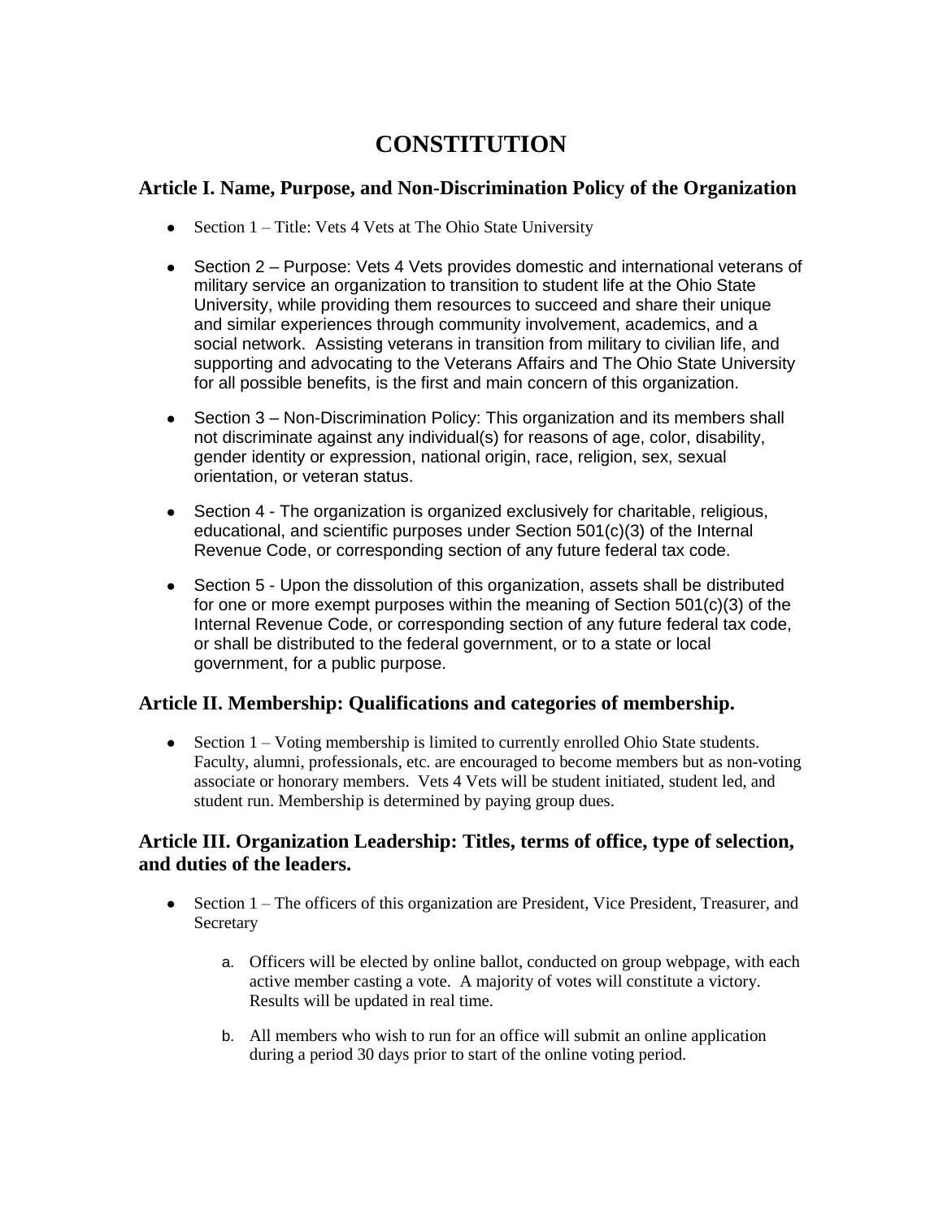# CONSTITUTION

## Article I. Name, Purpose, and Non-Discrimination Policy of the Organization

- Section 1 – Title: Vets 4 Vets at The Ohio State University
- Section 2 – Purpose: Vets 4 Vets provides domestic and international veterans of military service an organization to transition to student life at the Ohio State University, while providing them resources to succeed and share their unique and similar experiences through community involvement, academics, and a social network. Assisting veterans in transition from military to civilian life, and supporting and advocating to the Veterans Affairs and The Ohio State University for all possible benefits, is the first and main concern of this organization.
- Section 3 – Non-Discrimination Policy: This organization and its members shall not discriminate against any individual(s) for reasons of age, color, disability, gender identity or expression, national origin, race, religion, sex, sexual orientation, or veteran status.
- Section 4 - The organization is organized exclusively for charitable, religious, educational, and scientific purposes under Section 501(c)(3) of the Internal Revenue Code, or corresponding section of any future federal tax code.
- Section 5 - Upon the dissolution of this organization, assets shall be distributed for one or more exempt purposes within the meaning of Section 501(c)(3) of the Internal Revenue Code, or corresponding section of any future federal tax code, or shall be distributed to the federal government, or to a state or local government, for a public purpose.

## Article II. Membership: Qualifications and categories of membership.

- Section 1 – Voting membership is limited to currently enrolled Ohio State students. Faculty, alumni, professionals, etc. are encouraged to become members but as non-voting associate or honorary members. Vets 4 Vets will be student initiated, student led, and student run. Membership is determined by paying group dues.

## Article III. Organization Leadership: Titles, terms of office, type of selection, and duties of the leaders.

- Section 1 – The officers of this organization are President, Vice President, Treasurer, and Secretary
  a. Officers will be elected by online ballot, conducted on group webpage, with each active member casting a vote. A majority of votes will constitute a victory. Results will be updated in real time.
  b. All members who wish to run for an office will submit an online application during a period 30 days prior to start of the online voting period.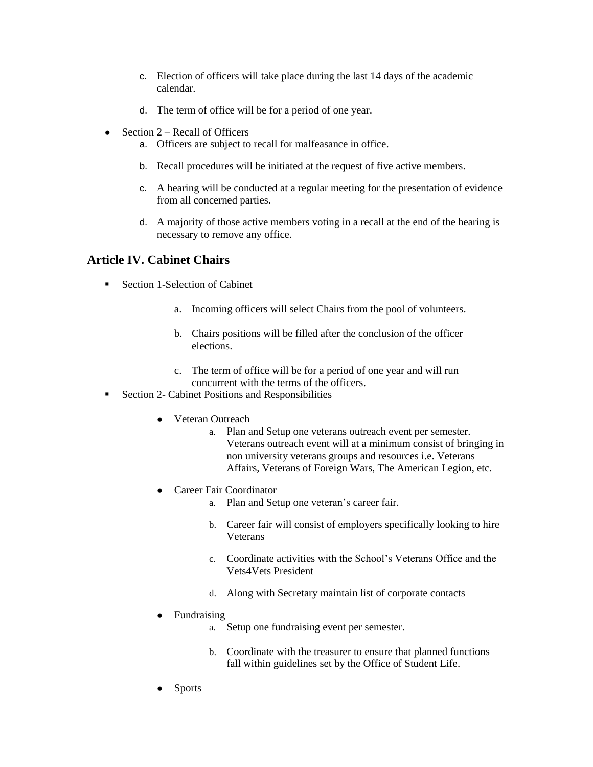c. Election of officers will take place during the last 14 days of the academic calendar.

d. The term of office will be for a period of one year.

- Section 2 – Recall of Officers
    a. Officers are subject to recall for malfeasance in office.

    b. Recall procedures will be initiated at the request of five active members.

    c. A hearing will be conducted at a regular meeting for the presentation of evidence from all concerned parties.

    d. A majority of those active members voting in a recall at the end of the hearing is necessary to remove any office.

## Article IV. Cabinet Chairs

- Section 1-Selection of Cabinet

    a. Incoming officers will select Chairs from the pool of volunteers.

    b. Chairs positions will be filled after the conclusion of the officer elections.

    c. The term of office will be for a period of one year and will run concurrent with the terms of the officers.

- Section 2- Cabinet Positions and Responsibilities

    - Veteran Outreach
        a. Plan and Setup one veterans outreach event per semester. Veterans outreach event will at a minimum consist of bringing in non university veterans groups and resources i.e. Veterans Affairs, Veterans of Foreign Wars, The American Legion, etc.

    - Career Fair Coordinator
        a. Plan and Setup one veteran's career fair.

        b. Career fair will consist of employers specifically looking to hire Veterans

        c. Coordinate activities with the School's Veterans Office and the Vets4Vets President

        d. Along with Secretary maintain list of corporate contacts

    - Fundraising
        a. Setup one fundraising event per semester.

        b. Coordinate with the treasurer to ensure that planned functions fall within guidelines set by the Office of Student Life.

    - Sports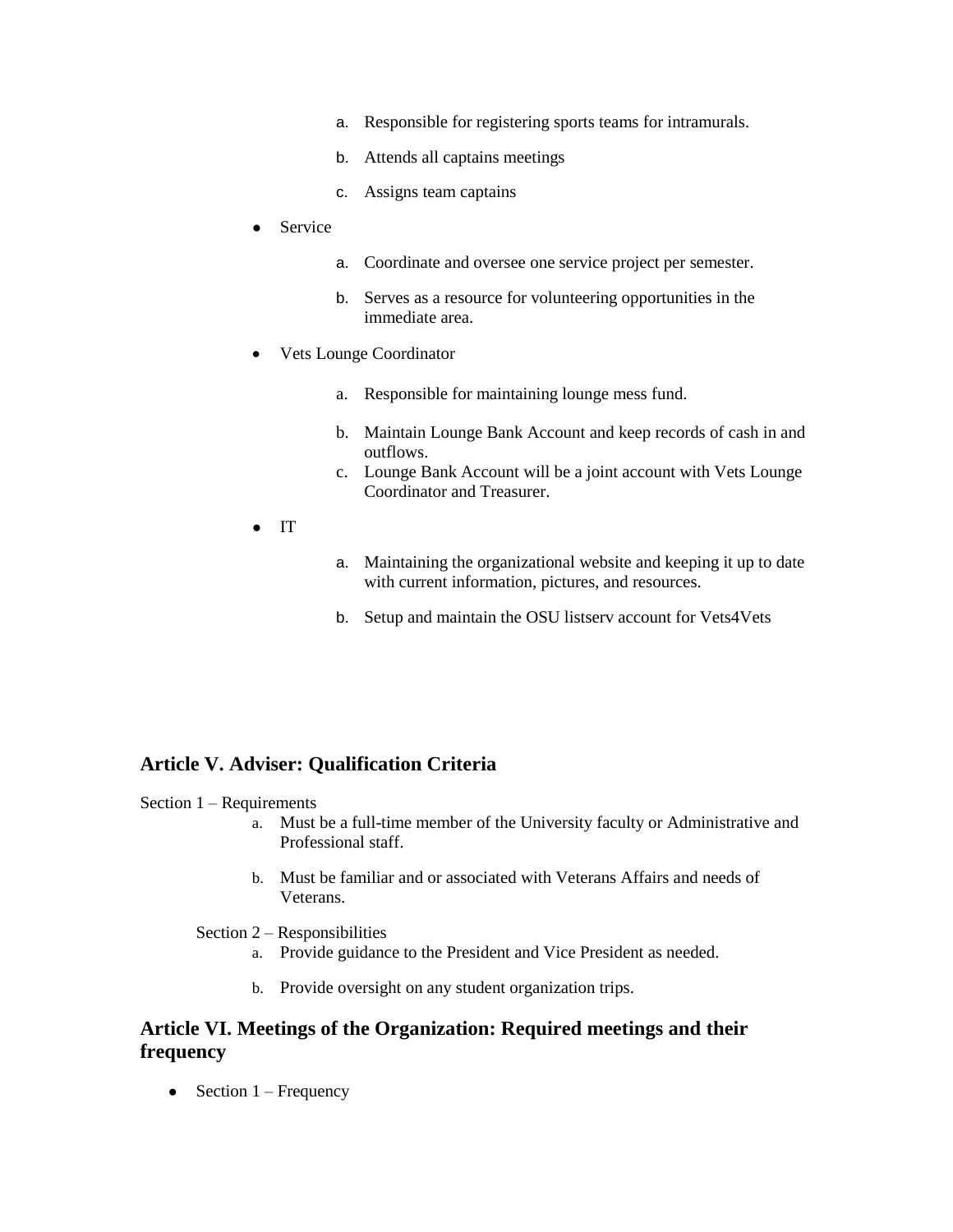a. Responsible for registering sports teams for intramurals.
   b. Attends all captains meetings
   c. Assigns team captains

- Service
   a. Coordinate and oversee one service project per semester.
   b. Serves as a resource for volunteering opportunities in the immediate area.

- Vets Lounge Coordinator
   a. Responsible for maintaining lounge mess fund.
   b. Maintain Lounge Bank Account and keep records of cash in and outflows.
   c. Lounge Bank Account will be a joint account with Vets Lounge Coordinator and Treasurer.

- IT
   a. Maintaining the organizational website and keeping it up to date with current information, pictures, and resources.
   b. Setup and maintain the OSU listserv account for Vets4Vets

## Article V. Adviser: Qualification Criteria

Section 1 – Requirements

   a. Must be a full-time member of the University faculty or Administrative and Professional staff.
   b. Must be familiar and or associated with Veterans Affairs and needs of Veterans.

Section 2 – Responsibilities

   a. Provide guidance to the President and Vice President as needed.
   b. Provide oversight on any student organization trips.

## Article VI. Meetings of the Organization: Required meetings and their frequency

- Section 1 – Frequency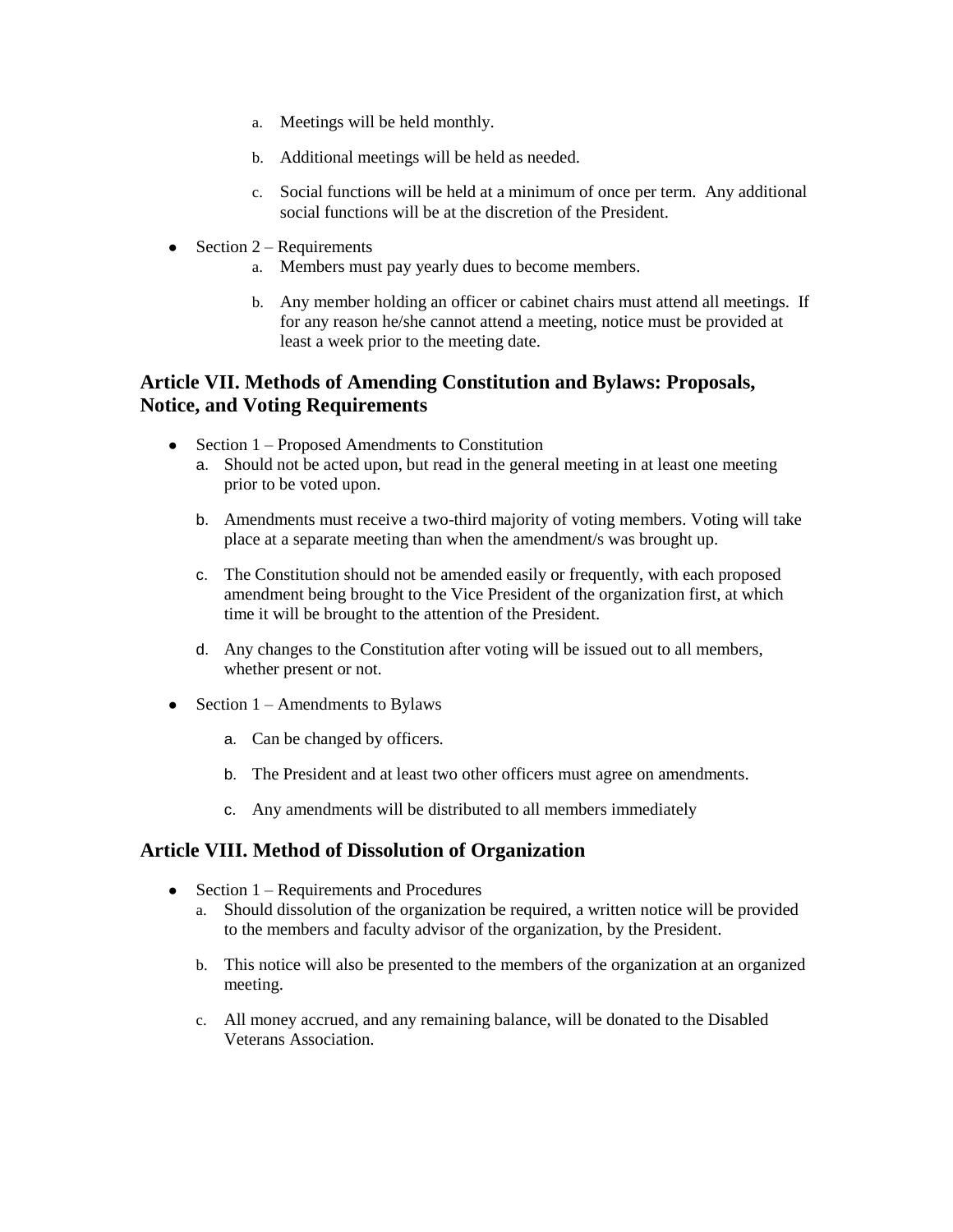a. Meetings will be held monthly.

b. Additional meetings will be held as needed.

c. Social functions will be held at a minimum of once per term. Any additional social functions will be at the discretion of the President.

- Section 2 – Requirements
  a. Members must pay yearly dues to become members.

  b. Any member holding an officer or cabinet chairs must attend all meetings. If for any reason he/she cannot attend a meeting, notice must be provided at least a week prior to the meeting date.

## Article VII. Methods of Amending Constitution and Bylaws: Proposals, Notice, and Voting Requirements

- Section 1 – Proposed Amendments to Constitution
  a. Should not be acted upon, but read in the general meeting in at least one meeting prior to be voted upon.

  b. Amendments must receive a two-third majority of voting members. Voting will take place at a separate meeting than when the amendment/s was brought up.

  c. The Constitution should not be amended easily or frequently, with each proposed amendment being brought to the Vice President of the organization first, at which time it will be brought to the attention of the President.

  d. Any changes to the Constitution after voting will be issued out to all members, whether present or not.

- Section 1 – Amendments to Bylaws

  a. Can be changed by officers.

  b. The President and at least two other officers must agree on amendments.

  c. Any amendments will be distributed to all members immediately

## Article VIII. Method of Dissolution of Organization

- Section 1 – Requirements and Procedures
  a. Should dissolution of the organization be required, a written notice will be provided to the members and faculty advisor of the organization, by the President.

  b. This notice will also be presented to the members of the organization at an organized meeting.

  c. All money accrued, and any remaining balance, will be donated to the Disabled Veterans Association.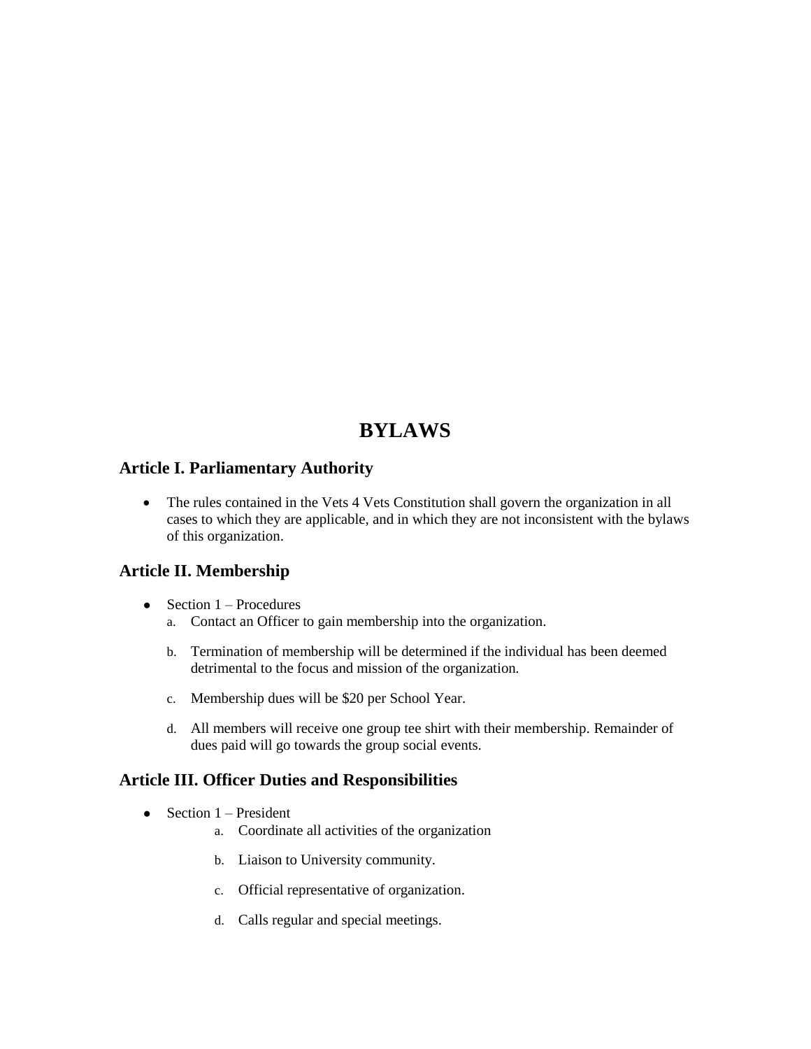# BYLAWS

## Article I. Parliamentary Authority

- The rules contained in the Vets 4 Vets Constitution shall govern the organization in all cases to which they are applicable, and in which they are not inconsistent with the bylaws of this organization.

## Article II. Membership

- Section 1 – Procedures
  a. Contact an Officer to gain membership into the organization.
  b. Termination of membership will be determined if the individual has been deemed detrimental to the focus and mission of the organization.
  c. Membership dues will be $20 per School Year.
  d. All members will receive one group tee shirt with their membership. Remainder of dues paid will go towards the group social events.

## Article III. Officer Duties and Responsibilities

- Section 1 – President
  a. Coordinate all activities of the organization
  b. Liaison to University community.
  c. Official representative of organization.
  d. Calls regular and special meetings.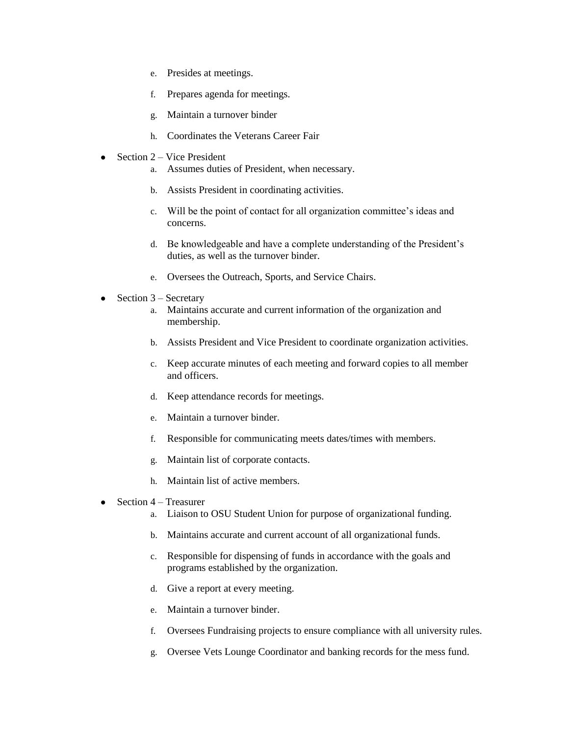e. Presides at meetings.

   f. Prepares agenda for meetings.

   g. Maintain a turnover binder

   h. Coordinates the Veterans Career Fair

- Section 2 – Vice President
   a. Assumes duties of President, when necessary.

   b. Assists President in coordinating activities.

   c. Will be the point of contact for all organization committee's ideas and concerns.

   d. Be knowledgeable and have a complete understanding of the President's duties, as well as the turnover binder.

   e. Oversees the Outreach, Sports, and Service Chairs.

- Section 3 – Secretary
   a. Maintains accurate and current information of the organization and membership.

   b. Assists President and Vice President to coordinate organization activities.

   c. Keep accurate minutes of each meeting and forward copies to all member and officers.

   d. Keep attendance records for meetings.

   e. Maintain a turnover binder.

   f. Responsible for communicating meets dates/times with members.

   g. Maintain list of corporate contacts.

   h. Maintain list of active members.

- Section 4 – Treasurer
   a. Liaison to OSU Student Union for purpose of organizational funding.

   b. Maintains accurate and current account of all organizational funds.

   c. Responsible for dispensing of funds in accordance with the goals and programs established by the organization.

   d. Give a report at every meeting.

   e. Maintain a turnover binder.

   f. Oversees Fundraising projects to ensure compliance with all university rules.

   g. Oversee Vets Lounge Coordinator and banking records for the mess fund.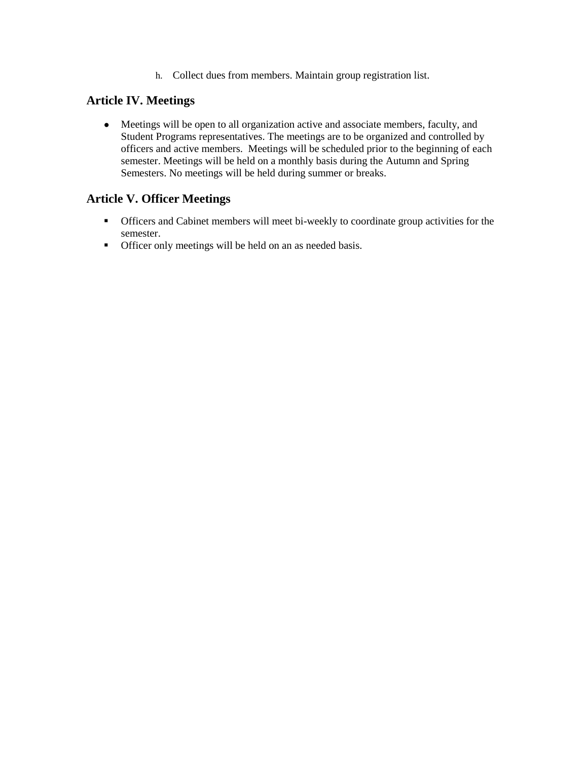h. Collect dues from members. Maintain group registration list.

## Article IV. Meetings

- Meetings will be open to all organization active and associate members, faculty, and Student Programs representatives. The meetings are to be organized and controlled by officers and active members.  Meetings will be scheduled prior to the beginning of each semester. Meetings will be held on a monthly basis during the Autumn and Spring Semesters. No meetings will be held during summer or breaks.

## Article V. Officer Meetings

- Officers and Cabinet members will meet bi-weekly to coordinate group activities for the semester.
- Officer only meetings will be held on an as needed basis.